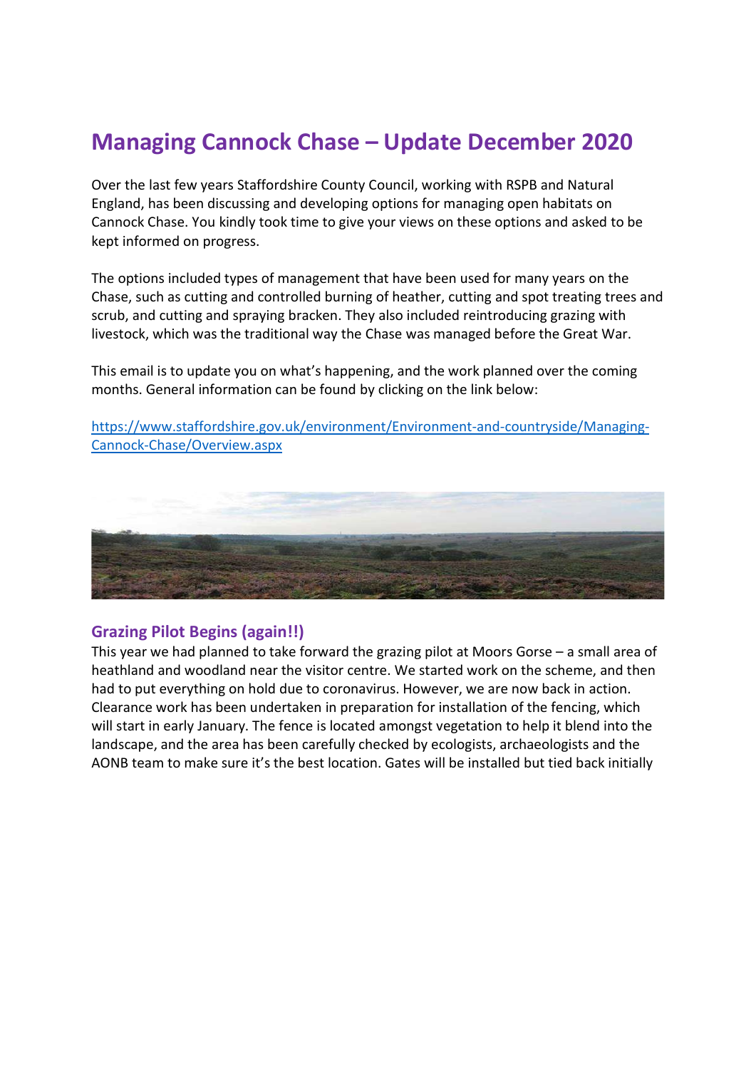# Managing Cannock Chase – Update December 2020

Over the last few years Staffordshire County Council, working with RSPB and Natural England, has been discussing and developing options for managing open habitats on Cannock Chase. You kindly took time to give your views on these options and asked to be kept informed on progress.

The options included types of management that have been used for many years on the Chase, such as cutting and controlled burning of heather, cutting and spot treating trees and scrub, and cutting and spraying bracken. They also included reintroducing grazing with livestock, which was the traditional way the Chase was managed before the Great War.

This email is to update you on what's happening, and the work planned over the coming months. General information can be found by clicking on the link below:

[https://www.staffordshire.gov.uk/environment/Environment-and-countryside/Managing-Cannock-Chase/Overview.aspx](https://www.staffordshire.gov.uk/environment/Environment-and-countryside/Managing-Cannock-Chase/Overview.aspx)

## Grazing Pilot Begins (again!!)

This year we had planned to take forward the grazing pilot at Moors Gorse – a small area of heathland and woodland near the visitor centre. We started work on the scheme, and then had to put everything on hold due to coronavirus. However, we are now back in action. Clearance work has been undertaken in preparation for installation of the fencing, which will start in early January. The fence is located amongst vegetation to help it blend into the landscape, and the area has been carefully checked by ecologists, archaeologists and the AONB team to make sure it's the best location. Gates will be installed but tied back initially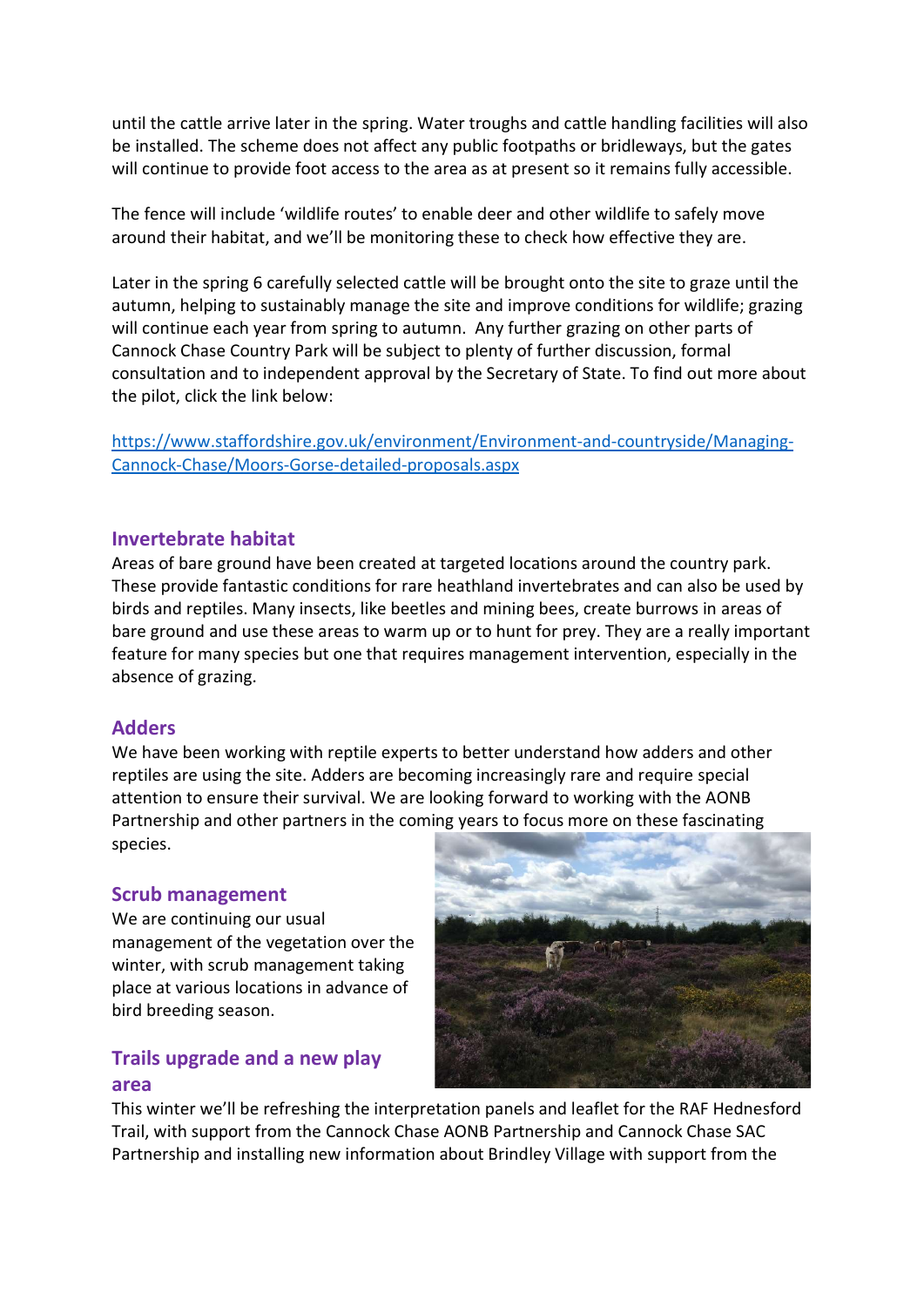until the cattle arrive later in the spring. Water troughs and cattle handling facilities will also be installed. The scheme does not affect any public footpaths or bridleways, but the gates will continue to provide foot access to the area as at present so it remains fully accessible.

The fence will include 'wildlife routes' to enable deer and other wildlife to safely move around their habitat, and we'll be monitoring these to check how effective they are.

Later in the spring 6 carefully selected cattle will be brought onto the site to graze until the autumn, helping to sustainably manage the site and improve conditions for wildlife; grazing will continue each year from spring to autumn. Any further grazing on other parts of Cannock Chase Country Park will be subject to plenty of further discussion, formal consultation and to independent approval by the Secretary of State. To find out more about the pilot, click the link below:

https://www.staffordshire.gov.uk/environment/Environment-and-countryside/Managing-Cannock-Chase/Moors-Gorse-detailed-proposals.aspx

## Invertebrate habitat

Areas of bare ground have been created at targeted locations around the country park. These provide fantastic conditions for rare heathland invertebrates and can also be used by birds and reptiles. Many insects, like beetles and mining bees, create burrows in areas of bare ground and use these areas to warm up or to hunt for prey. They are a really important feature for many species but one that requires management intervention, especially in the absence of grazing.

## Adders

We have been working with reptile experts to better understand how adders and other reptiles are using the site. Adders are becoming increasingly rare and require special attention to ensure their survival. We are looking forward to working with the AONB Partnership and other partners in the coming years to focus more on these fascinating species.

## Scrub management

We are continuing our usual management of the vegetation over the winter, with scrub management taking place at various locations in advance of bird breeding season.

## Trails upgrade and a new play area

This winter we'll be refreshing the interpretation panels and leaflet for the RAF Hednesford Trail, with support from the Cannock Chase AONB Partnership and Cannock Chase SAC Partnership and installing new information about Brindley Village with support from the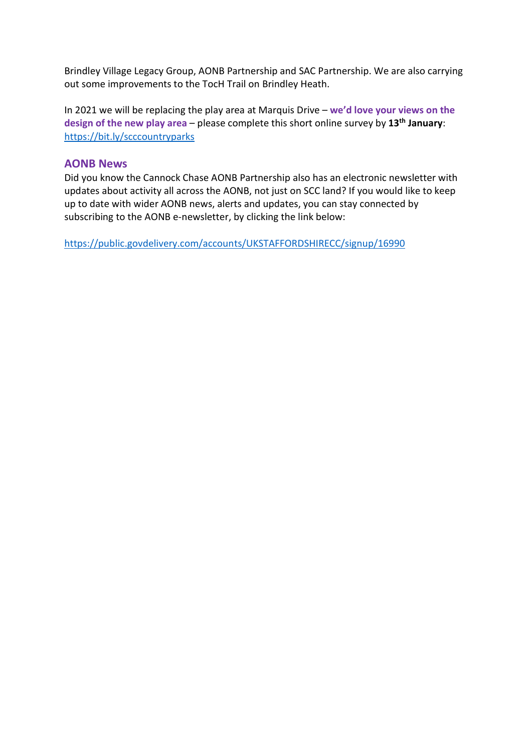Brindley Village Legacy Group, AONB Partnership and SAC Partnership. We are also carrying out some improvements to the TocH Trail on Brindley Heath.

In 2021 we will be replacing the play area at Marquis Drive – **we'd love your views on the design of the new play area** – please complete this short online survey by **13th January**: https://bit.ly/scccountryparks

## AONB News

Did you know the Cannock Chase AONB Partnership also has an electronic newsletter with updates about activity all across the AONB, not just on SCC land? If you would like to keep up to date with wider AONB news, alerts and updates, you can stay connected by subscribing to the AONB e-newsletter, by clicking the link below:

https://public.govdelivery.com/accounts/UKSTAFFORDSHIRECC/signup/16990